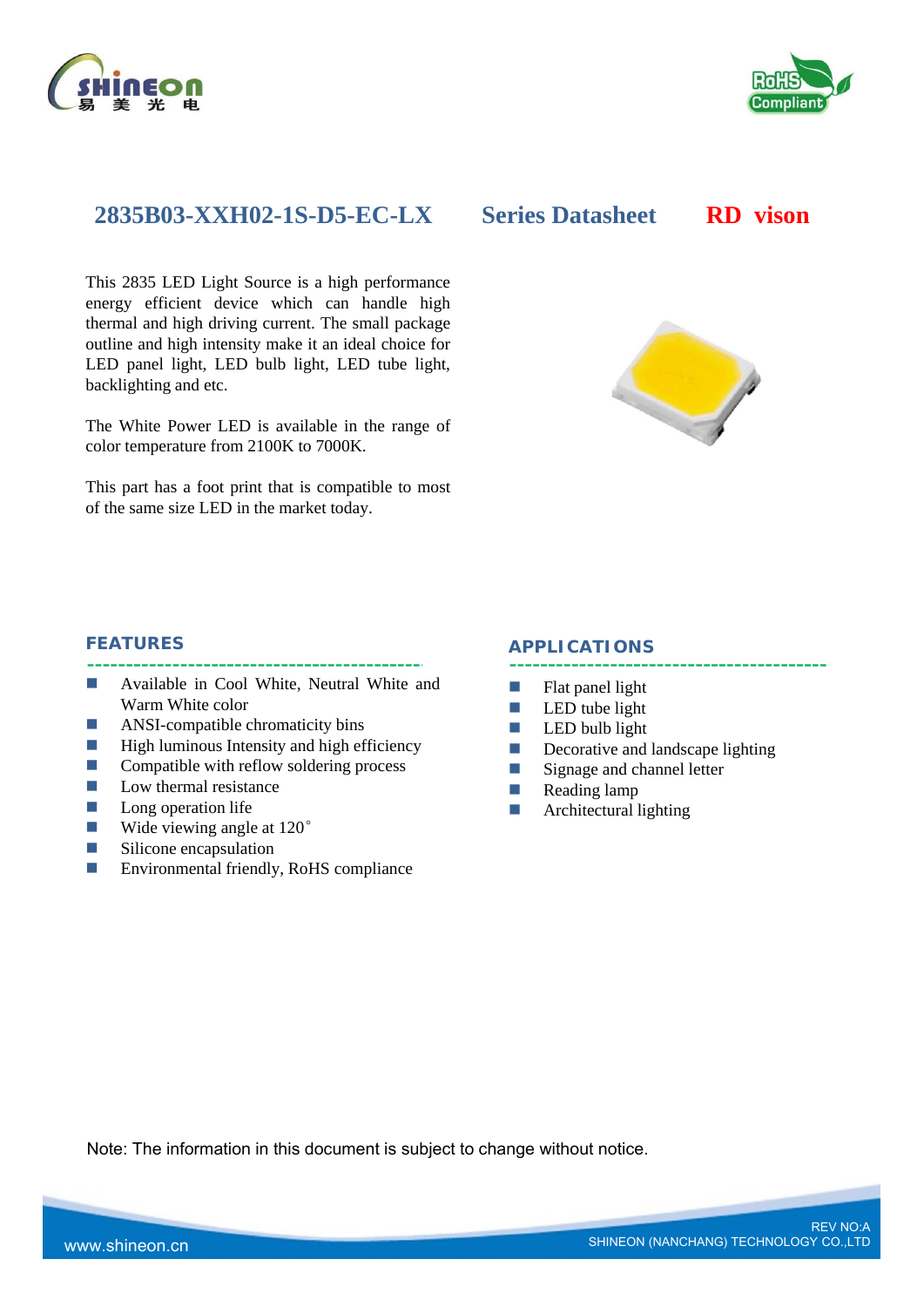# 2835B03-XXH02-1S-D5-EC-LX Series Datasheet RD vison

This 2835 LED Light Source is a high performance energy efficient device which can handle high thermal and high driving current. The small package outline and high intensity make it an ideal choice for LED panel light, LED bulb light, LED tube light, backlighting and etc.

The White Power LED is available in the range of color temperature from 2100K to 7000K.

This part has a foot print that is compatible to most of the same size LED in the market today.

## FEATURES

- Available in Cool White, Neutral White and Warm White color
- ANSI-compatible chromaticity bins
- High luminous Intensity and high efficiency
- Compatible with reflow soldering process
- Low thermal resistance
- Long operation life
- Wide viewing angle at 120°
- Silicone encapsulation
- Environmental friendly, RoHS compliance

## APPLICATIONS

- Flat panel light
- LED tube light
- LED bulb light
- Decorative and landscape lighting
- Signage and channel letter
- Reading lamp
- Architectural lighting

Note: The information in this document is subject to change without notice.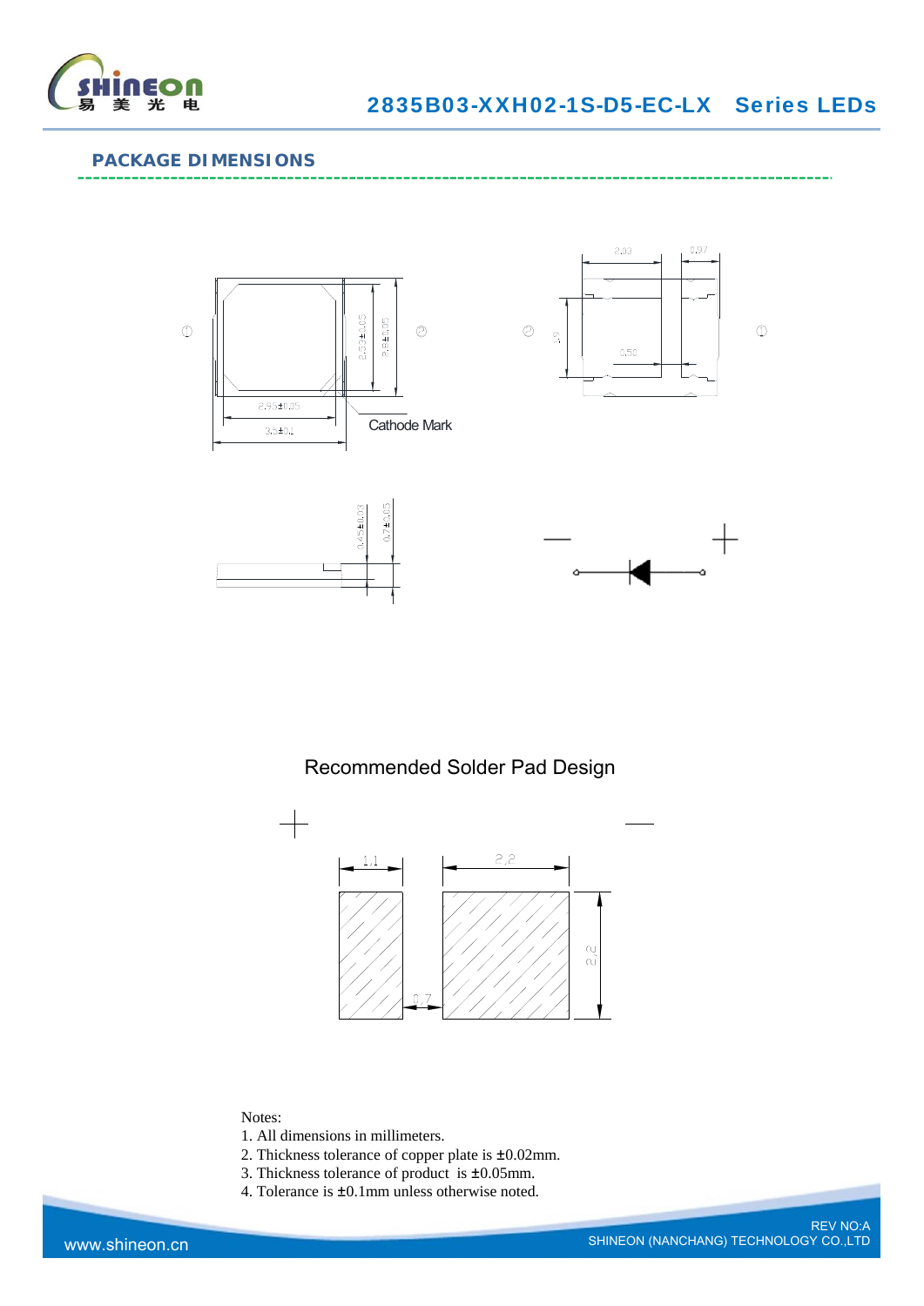## PACKAGE DIMENSIONS

Cathode Mark

2.95±0.05

3.5±0.1

2.53±0.05

2.8±0.05

2.03

0.97

1.9

0.50

0.45±0.03

0.7±0.05

### Recommended Solder Pad Design

1.1

2.2

2.2

0.7

Notes:

1. All dimensions in millimeters.
2. Thickness tolerance of copper plate is ±0.02mm.
3. Thickness tolerance of product is ±0.05mm.
4. Tolerance is ±0.1mm unless otherwise noted.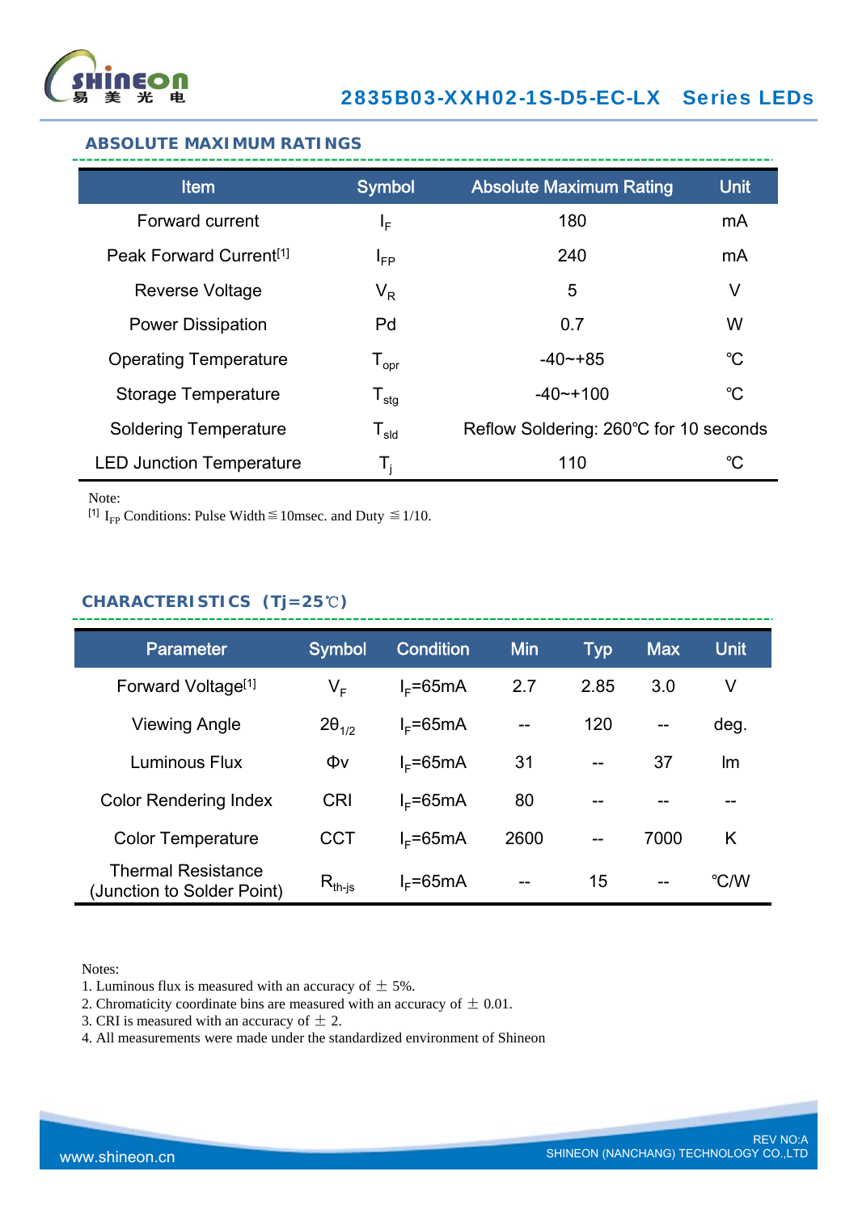## ABSOLUTE MAXIMUM RATINGS

| Item | Symbol | Absolute Maximum Rating | Unit |
|---|---|---|---|
| Forward current | $I_F$ | 180 | mA |
| Peak Forward Current[1] | $I_{FP}$ | 240 | mA |
| Reverse Voltage | $V_R$ | 5 | V |
| Power Dissipation | Pd | 0.7 | W |
| Operating Temperature | $T_{opr}$ | -40~+85 | ℃ |
| Storage Temperature | $T_{stg}$ | -40~+100 | ℃ |
| Soldering Temperature | $T_{sld}$ | Reflow Soldering: 260℃ for 10 seconds | |
| LED Junction Temperature | $T_j$ | 110 | ℃ |

Note:
[1] $I_{FP}$ Conditions: Pulse Width≦10msec. and Duty ≦1/10.

## CHARACTERISTICS （Tj=25℃）

| Parameter | Symbol | Condition | Min | Typ | Max | Unit |
|---|---|---|---|---|---|---|
| Forward Voltage[1] | $V_F$ | $I_F$=65mA | 2.7 | 2.85 | 3.0 | V |
| Viewing Angle | $2\theta_{1/2}$ | $I_F$=65mA | -- | 120 | -- | deg. |
| Luminous Flux | Φv | $I_F$=65mA | 31 | -- | 37 | lm |
| Color Rendering Index | CRI | $I_F$=65mA | 80 | -- | -- | -- |
| Color Temperature | CCT | $I_F$=65mA | 2600 | -- | 7000 | K |
| Thermal Resistance (Junction to Solder Point) | $R_{th-js}$ | $I_F$=65mA | -- | 15 | -- | ℃/W |

Notes:
1. Luminous flux is measured with an accuracy of ± 5%.
2. Chromaticity coordinate bins are measured with an accuracy of ± 0.01.
3. CRI is measured with an accuracy of ± 2.
4. All measurements were made under the standardized environment of Shineon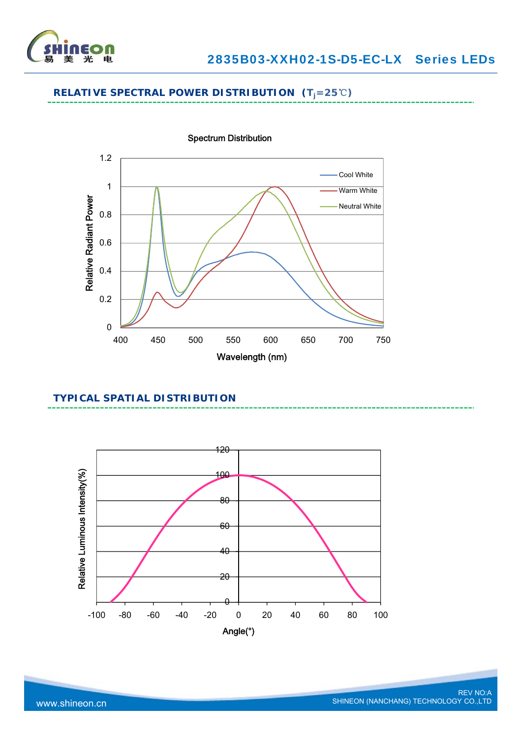## RELATIVE SPECTRAL POWER DISTRIBUTION （$T_j$=25℃）

Spectrum Distribution

Relative Radiant Power

Wavelength (nm)

Cool White

Warm White

Neutral White

## TYPICAL SPATIAL DISTRIBUTION

Relative Luminous Intensity(%)

Angle(°)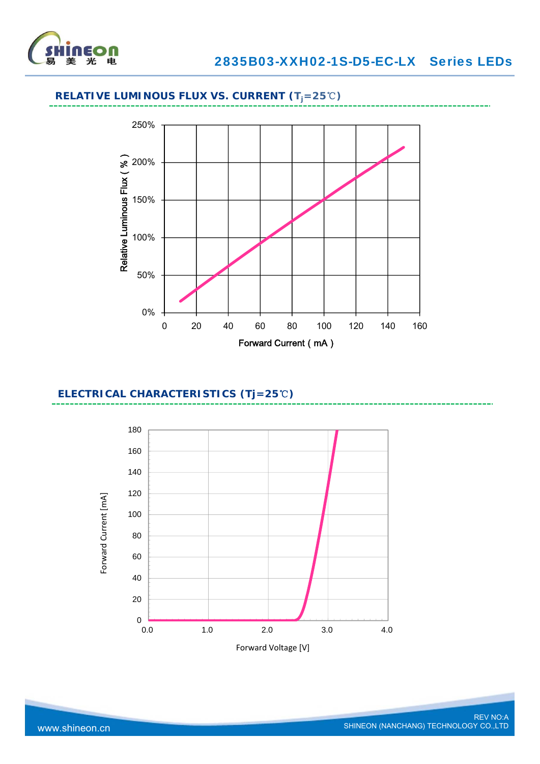## RELATIVE LUMINOUS FLUX VS. CURRENT ($T_j$=25℃)

Relative Luminous Flux ( % )

250%
200%
150%
100%
50%
0%

0 20 40 60 80 100 120 140 160

Forward Current ( mA )

## ELECTRICAL CHARACTERISTICS (Tj=25℃)

Forward Current [mA]

180
160
140
120
100
80
60
40
20
0

0.0 1.0 2.0 3.0 4.0

Forward Voltage [V]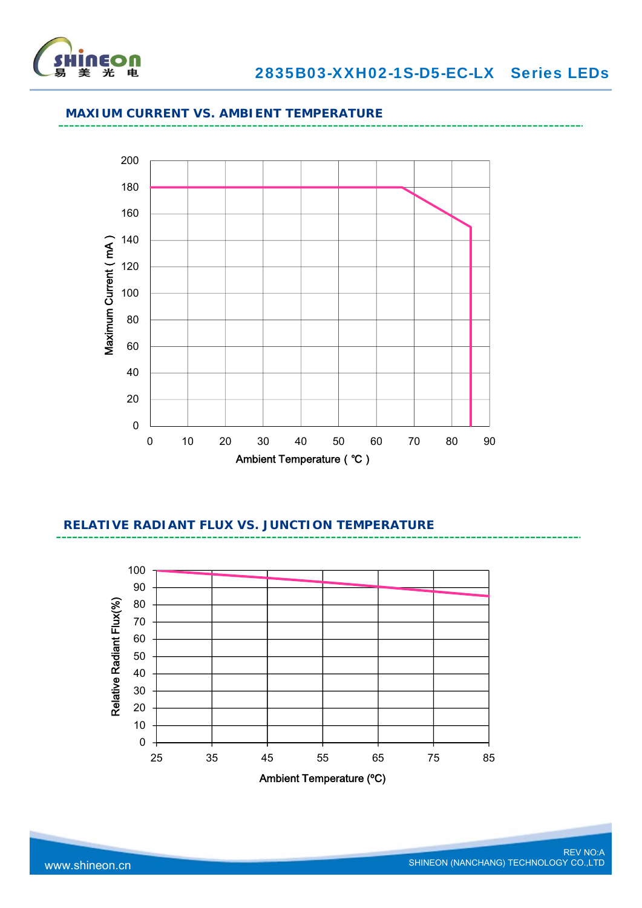## MAXIUM CURRENT VS. AMBIENT TEMPERATURE

Maximum Current ( mA )

200
180
160
140
120
100
80
60
40
20
0

0 10 20 30 40 50 60 70 80 90

Ambient Temperature ( ℃ )

## RELATIVE RADIANT FLUX VS. JUNCTION TEMPERATURE

Relative Radiant Flux(%)

100
90
80
70
60
50
40
30
20
10
0

25 35 45 55 65 75 85

Ambient Temperature (℃)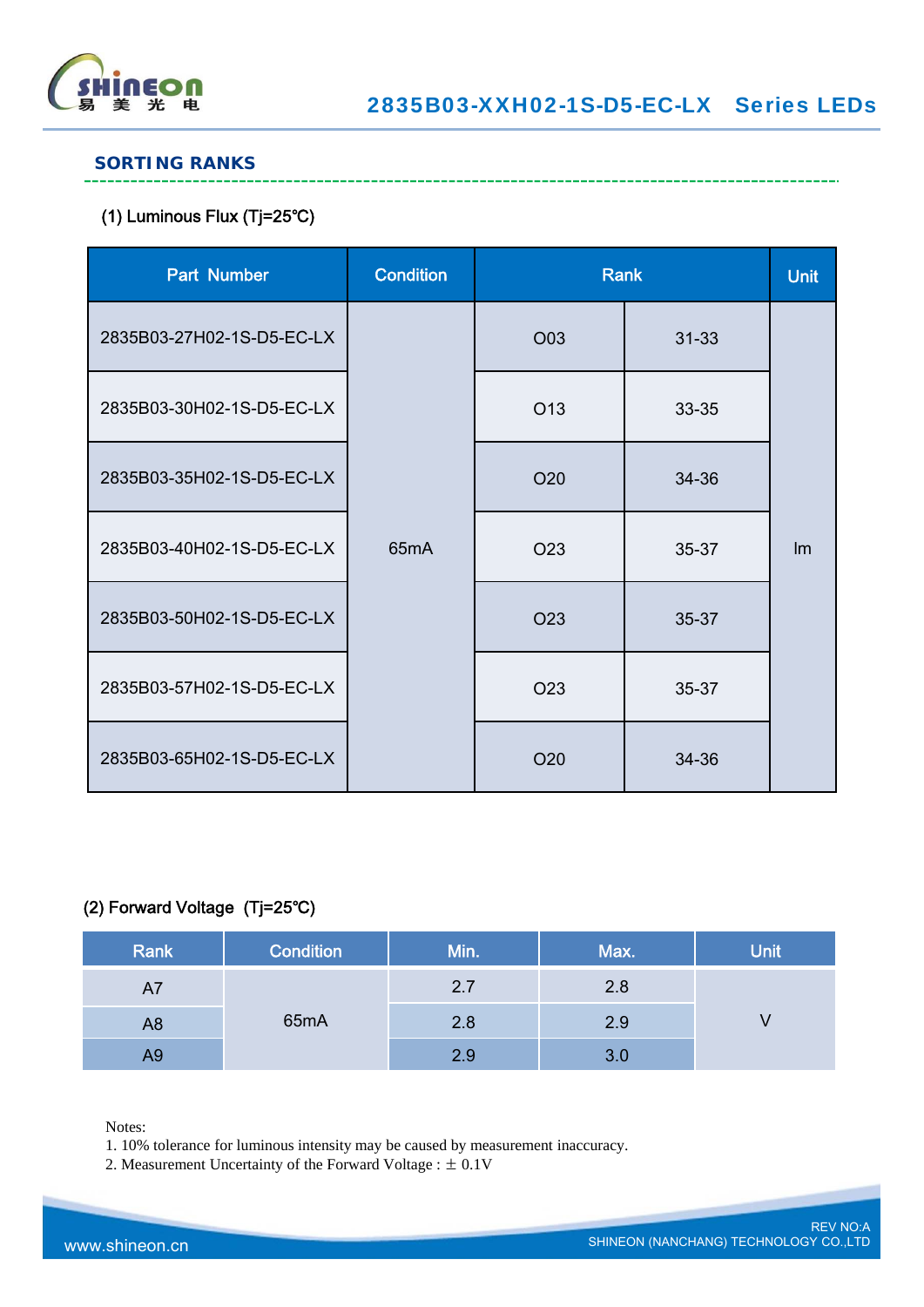## SORTING RANKS

### (1) Luminous Flux (Tj=25℃)

| Part Number | Condition | Rank | | Unit |
|---|---|---|---|---|
| 2835B03-27H02-1S-D5-EC-LX | 65mA | O03 | 31-33 | lm |
| 2835B03-30H02-1S-D5-EC-LX | | O13 | 33-35 | |
| 2835B03-35H02-1S-D5-EC-LX | | O20 | 34-36 | |
| 2835B03-40H02-1S-D5-EC-LX | | O23 | 35-37 | |
| 2835B03-50H02-1S-D5-EC-LX | | O23 | 35-37 | |
| 2835B03-57H02-1S-D5-EC-LX | | O23 | 35-37 | |
| 2835B03-65H02-1S-D5-EC-LX | | O20 | 34-36 | |

### (2) Forward Voltage (Tj=25℃)

| Rank | Condition | Min. | Max. | Unit |
|---|---|---|---|---|
| A7 | 65mA | 2.7 | 2.8 | V |
| A8 | | 2.8 | 2.9 | |
| A9 | | 2.9 | 3.0 | |

Notes:

1. 10% tolerance for luminous intensity may be caused by measurement inaccuracy.
2. Measurement Uncertainty of the Forward Voltage : ± 0.1V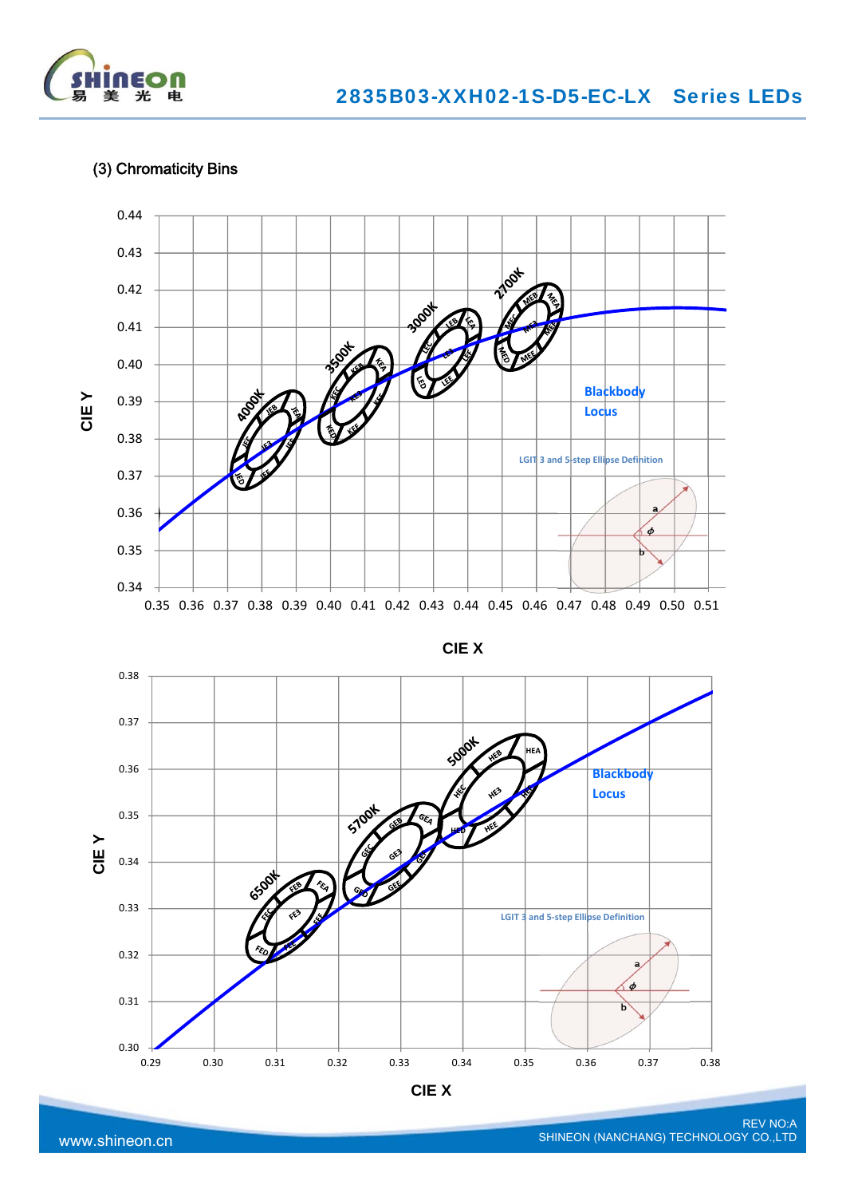### (3) Chromaticity Bins

CIE Y

CIE X

Blackbody Locus

LGIT 3 and 5-step Ellipse Definition

CIE Y

CIE X

Blackbody Locus

LGIT 3 and 5-step Ellipse Definition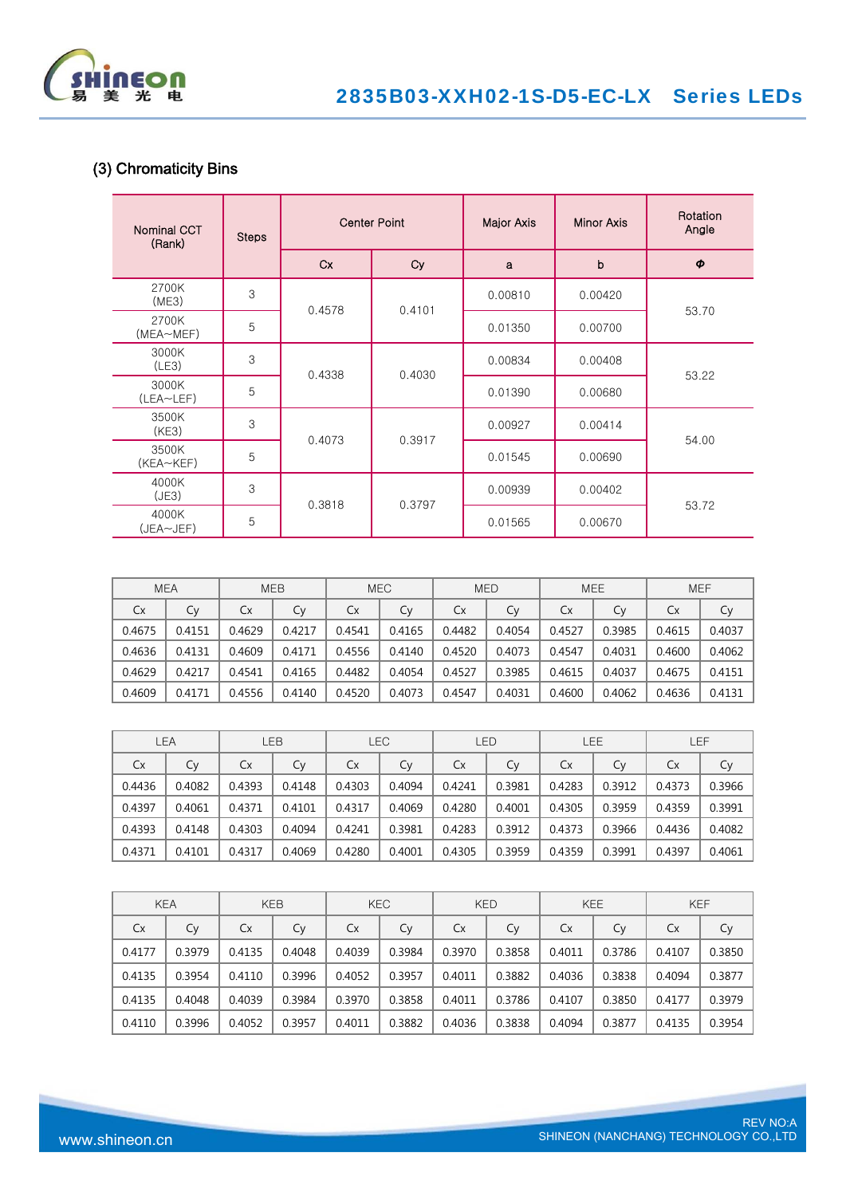### (3) Chromaticity Bins

| Nominal CCT (Rank) | Steps | Center Point | | Major Axis | Minor Axis | Rotation Angle |
|---|---|---|---|---|---|---|
| | | Cx | Cy | a | b | Φ |
| 2700K (ME3) | 3 | 0.4578 | 0.4101 | 0.00810 | 0.00420 | 53.70 |
| 2700K (MEA~MEF) | 5 | | | 0.01350 | 0.00700 | |
| 3000K (LE3) | 3 | 0.4338 | 0.4030 | 0.00834 | 0.00408 | 53.22 |
| 3000K (LEA~LEF) | 5 | | | 0.01390 | 0.00680 | |
| 3500K (KE3) | 3 | 0.4073 | 0.3917 | 0.00927 | 0.00414 | 54.00 |
| 3500K (KEA~KEF) | 5 | | | 0.01545 | 0.00690 | |
| 4000K (JE3) | 3 | 0.3818 | 0.3797 | 0.00939 | 0.00402 | 53.72 |
| 4000K (JEA~JEF) | 5 | | | 0.01565 | 0.00670 | |

| MEA | | MEB | | MEC | | MED | | MEE | | MEF | |
|---|---|---|---|---|---|---|---|---|---|---|---|
| Cx | Cy | Cx | Cy | Cx | Cy | Cx | Cy | Cx | Cy | Cx | Cy |
| 0.4675 | 0.4151 | 0.4629 | 0.4217 | 0.4541 | 0.4165 | 0.4482 | 0.4054 | 0.4527 | 0.3985 | 0.4615 | 0.4037 |
| 0.4636 | 0.4131 | 0.4609 | 0.4171 | 0.4556 | 0.4140 | 0.4520 | 0.4073 | 0.4547 | 0.4031 | 0.4600 | 0.4062 |
| 0.4629 | 0.4217 | 0.4541 | 0.4165 | 0.4482 | 0.4054 | 0.4527 | 0.3985 | 0.4615 | 0.4037 | 0.4675 | 0.4151 |
| 0.4609 | 0.4171 | 0.4556 | 0.4140 | 0.4520 | 0.4073 | 0.4547 | 0.4031 | 0.4600 | 0.4062 | 0.4636 | 0.4131 |

| LEA | | LEB | | LEC | | LED | | LEE | | LEF | |
|---|---|---|---|---|---|---|---|---|---|---|---|
| Cx | Cy | Cx | Cy | Cx | Cy | Cx | Cy | Cx | Cy | Cx | Cy |
| 0.4436 | 0.4082 | 0.4393 | 0.4148 | 0.4303 | 0.4094 | 0.4241 | 0.3981 | 0.4283 | 0.3912 | 0.4373 | 0.3966 |
| 0.4397 | 0.4061 | 0.4371 | 0.4101 | 0.4317 | 0.4069 | 0.4280 | 0.4001 | 0.4305 | 0.3959 | 0.4359 | 0.3991 |
| 0.4393 | 0.4148 | 0.4303 | 0.4094 | 0.4241 | 0.3981 | 0.4283 | 0.3912 | 0.4373 | 0.3966 | 0.4436 | 0.4082 |
| 0.4371 | 0.4101 | 0.4317 | 0.4069 | 0.4280 | 0.4001 | 0.4305 | 0.3959 | 0.4359 | 0.3991 | 0.4397 | 0.4061 |

| KEA | | KEB | | KEC | | KED | | KEE | | KEF | |
|---|---|---|---|---|---|---|---|---|---|---|---|
| Cx | Cy | Cx | Cy | Cx | Cy | Cx | Cy | Cx | Cy | Cx | Cy |
| 0.4177 | 0.3979 | 0.4135 | 0.4048 | 0.4039 | 0.3984 | 0.3970 | 0.3858 | 0.4011 | 0.3786 | 0.4107 | 0.3850 |
| 0.4135 | 0.3954 | 0.4110 | 0.3996 | 0.4052 | 0.3957 | 0.4011 | 0.3882 | 0.4036 | 0.3838 | 0.4094 | 0.3877 |
| 0.4135 | 0.4048 | 0.4039 | 0.3984 | 0.3970 | 0.3858 | 0.4011 | 0.3786 | 0.4107 | 0.3850 | 0.4177 | 0.3979 |
| 0.4110 | 0.3996 | 0.4052 | 0.3957 | 0.4011 | 0.3882 | 0.4036 | 0.3838 | 0.4094 | 0.3877 | 0.4135 | 0.3954 |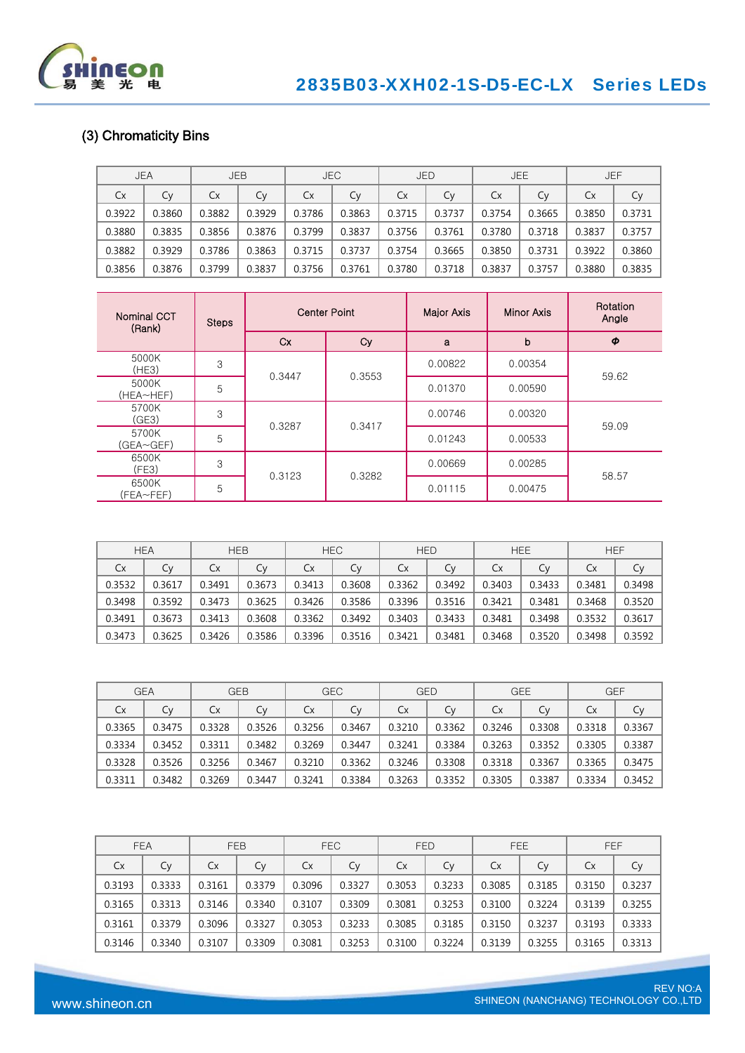### (3) Chromaticity Bins

| JEA | | JEB | | JEC | | JED | | JEE | | JEF | |
|---|---|---|---|---|---|---|---|---|---|---|---|
| Cx | Cy | Cx | Cy | Cx | Cy | Cx | Cy | Cx | Cy | Cx | Cy |
| 0.3922 | 0.3860 | 0.3882 | 0.3929 | 0.3786 | 0.3863 | 0.3715 | 0.3737 | 0.3754 | 0.3665 | 0.3850 | 0.3731 |
| 0.3880 | 0.3835 | 0.3856 | 0.3876 | 0.3799 | 0.3837 | 0.3756 | 0.3761 | 0.3780 | 0.3718 | 0.3837 | 0.3757 |
| 0.3882 | 0.3929 | 0.3786 | 0.3863 | 0.3715 | 0.3737 | 0.3754 | 0.3665 | 0.3850 | 0.3731 | 0.3922 | 0.3860 |
| 0.3856 | 0.3876 | 0.3799 | 0.3837 | 0.3756 | 0.3761 | 0.3780 | 0.3718 | 0.3837 | 0.3757 | 0.3880 | 0.3835 |

| Nominal CCT (Rank) | Steps | Center Point | | Major Axis | Minor Axis | Rotation Angle |
|---|---|---|---|---|---|---|
| | | Cx | Cy | a | b | Φ |
| 5000K (HE3) | 3 | 0.3447 | 0.3553 | 0.00822 | 0.00354 | 59.62 |
| 5000K (HEA~HEF) | 5 | | | 0.01370 | 0.00590 | |
| 5700K (GE3) | 3 | 0.3287 | 0.3417 | 0.00746 | 0.00320 | 59.09 |
| 5700K (GEA~GEF) | 5 | | | 0.01243 | 0.00533 | |
| 6500K (FE3) | 3 | 0.3123 | 0.3282 | 0.00669 | 0.00285 | 58.57 |
| 6500K (FEA~FEF) | 5 | | | 0.01115 | 0.00475 | |

| HEA | | HEB | | HEC | | HED | | HEE | | HEF | |
|---|---|---|---|---|---|---|---|---|---|---|---|
| Cx | Cy | Cx | Cy | Cx | Cy | Cx | Cy | Cx | Cy | Cx | Cy |
| 0.3532 | 0.3617 | 0.3491 | 0.3673 | 0.3413 | 0.3608 | 0.3362 | 0.3492 | 0.3403 | 0.3433 | 0.3481 | 0.3498 |
| 0.3498 | 0.3592 | 0.3473 | 0.3625 | 0.3426 | 0.3586 | 0.3396 | 0.3516 | 0.3421 | 0.3481 | 0.3468 | 0.3520 |
| 0.3491 | 0.3673 | 0.3413 | 0.3608 | 0.3362 | 0.3492 | 0.3403 | 0.3433 | 0.3481 | 0.3498 | 0.3532 | 0.3617 |
| 0.3473 | 0.3625 | 0.3426 | 0.3586 | 0.3396 | 0.3516 | 0.3421 | 0.3481 | 0.3468 | 0.3520 | 0.3498 | 0.3592 |

| GEA | | GEB | | GEC | | GED | | GEE | | GEF | |
|---|---|---|---|---|---|---|---|---|---|---|---|
| Cx | Cy | Cx | Cy | Cx | Cy | Cx | Cy | Cx | Cy | Cx | Cy |
| 0.3365 | 0.3475 | 0.3328 | 0.3526 | 0.3256 | 0.3467 | 0.3210 | 0.3362 | 0.3246 | 0.3308 | 0.3318 | 0.3367 |
| 0.3334 | 0.3452 | 0.3311 | 0.3482 | 0.3269 | 0.3447 | 0.3241 | 0.3384 | 0.3263 | 0.3352 | 0.3305 | 0.3387 |
| 0.3328 | 0.3526 | 0.3256 | 0.3467 | 0.3210 | 0.3362 | 0.3246 | 0.3308 | 0.3318 | 0.3367 | 0.3365 | 0.3475 |
| 0.3311 | 0.3482 | 0.3269 | 0.3447 | 0.3241 | 0.3384 | 0.3263 | 0.3352 | 0.3305 | 0.3387 | 0.3334 | 0.3452 |

| FEA | | FEB | | FEC | | FED | | FEE | | FEF | |
|---|---|---|---|---|---|---|---|---|---|---|---|
| Cx | Cy | Cx | Cy | Cx | Cy | Cx | Cy | Cx | Cy | Cx | Cy |
| 0.3193 | 0.3333 | 0.3161 | 0.3379 | 0.3096 | 0.3327 | 0.3053 | 0.3233 | 0.3085 | 0.3185 | 0.3150 | 0.3237 |
| 0.3165 | 0.3313 | 0.3146 | 0.3340 | 0.3107 | 0.3309 | 0.3081 | 0.3253 | 0.3100 | 0.3224 | 0.3139 | 0.3255 |
| 0.3161 | 0.3379 | 0.3096 | 0.3327 | 0.3053 | 0.3233 | 0.3085 | 0.3185 | 0.3150 | 0.3237 | 0.3193 | 0.3333 |
| 0.3146 | 0.3340 | 0.3107 | 0.3309 | 0.3081 | 0.3253 | 0.3100 | 0.3224 | 0.3139 | 0.3255 | 0.3165 | 0.3313 |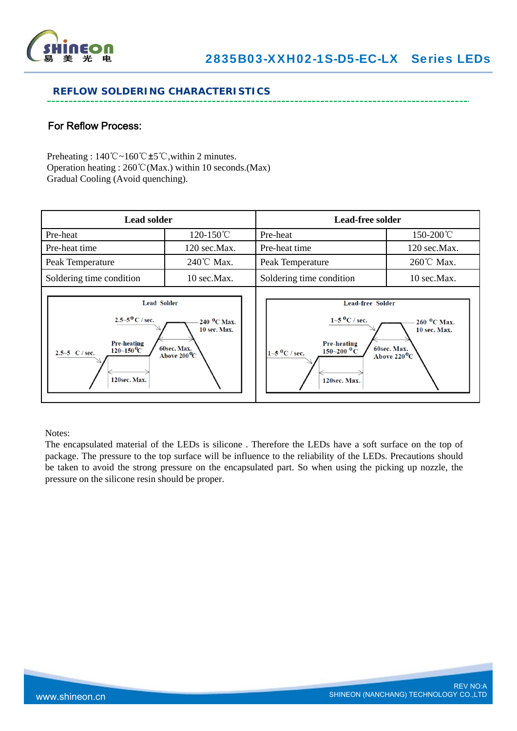## REFLOW SOLDERING CHARACTERISTICS

### For Reflow Process:

Preheating : 140℃~160℃±5℃,within 2 minutes.
Operation heating : 260℃(Max.) within 10 seconds.(Max)
Gradual Cooling (Avoid quenching).

| Lead solder | | Lead-free solder | |
|---|---|---|---|
| Pre-heat | 120-150℃ | Pre-heat | 150-200℃ |
| Pre-heat time | 120 sec.Max. | Pre-heat time | 120 sec.Max. |
| Peak Temperature | 240℃ Max. | Peak Temperature | 260℃ Max. |
| Soldering time condition | 10 sec.Max. | Soldering time condition | 10 sec.Max. |

Lead Solder: 2.5~5 °C / sec.; 2.5~5 °C / sec.; Pre-heating 120~150 °C; 120sec. Max.; 240 °C Max. 10 sec. Max.; 60sec. Max. Above 200 °C

Lead-free Solder: 1~5 °C / sec.; 1~5 °C / sec.; Pre-heating 150~200 °C; 120sec. Max.; 260 °C Max. 10 sec. Max.; 60sec. Max. Above 220 °C

Notes:
The encapsulated material of the LEDs is silicone . Therefore the LEDs have a soft surface on the top of package. The pressure to the top surface will be influence to the reliability of the LEDs. Precautions should be taken to avoid the strong pressure on the encapsulated part. So when using the picking up nozzle, the pressure on the silicone resin should be proper.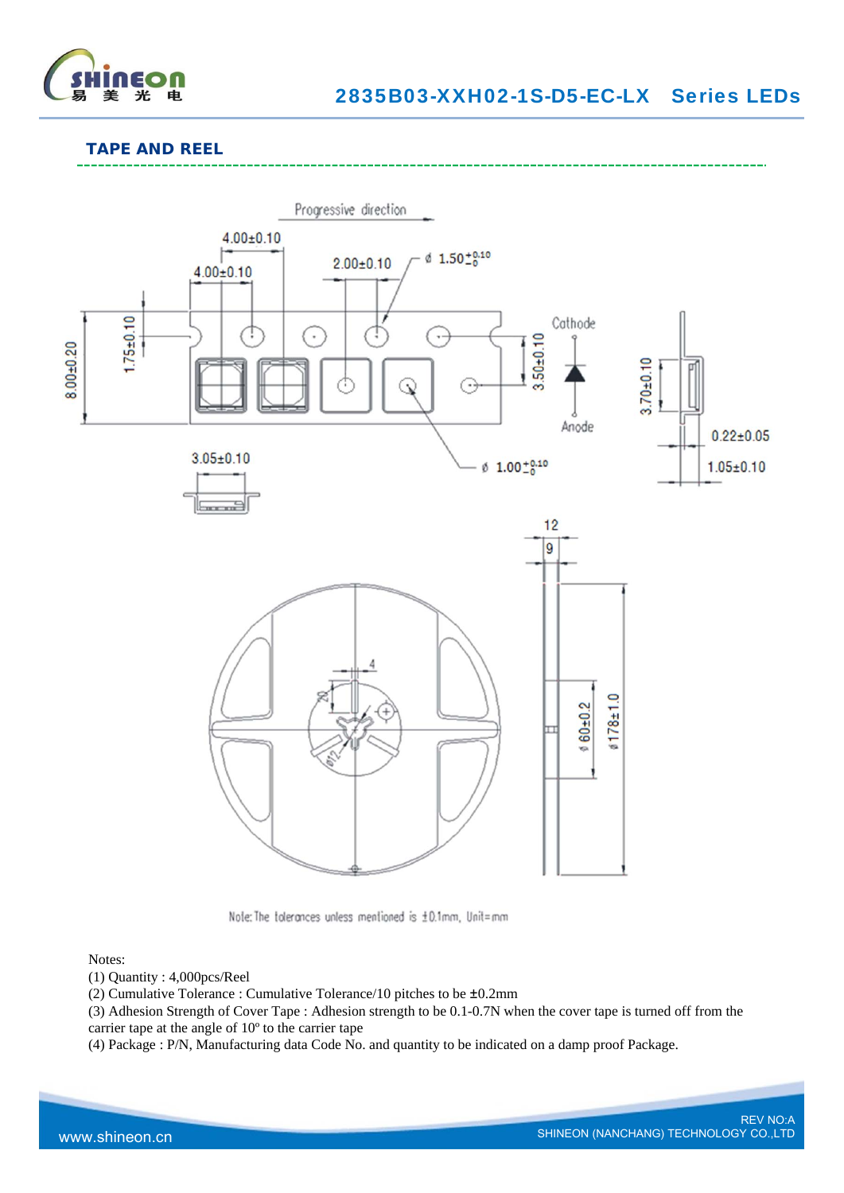## TAPE AND REEL

Progressive direction

4.00±0.10

4.00±0.10

2.00±0.10

ø 1.50$^{+0.10}_{-0}$

8.00±0.20

1.75±0.10

3.50±0.10

Cathode

Anode

3.70±0.10

0.22±0.05

1.05±0.10

3.05±0.10

ø 1.00$^{+0.10}_{-0}$

12

9

4

20

ø12

ø 60±0.2

ø178±1.0

Note: The tolerances unless mentioned is ±0.1mm, Unit=mm

Notes:

(1) Quantity : 4,000pcs/Reel

(2) Cumulative Tolerance : Cumulative Tolerance/10 pitches to be ±0.2mm

(3) Adhesion Strength of Cover Tape : Adhesion strength to be 0.1-0.7N when the cover tape is turned off from the carrier tape at the angle of 10º to the carrier tape

(4) Package : P/N, Manufacturing data Code No. and quantity to be indicated on a damp proof Package.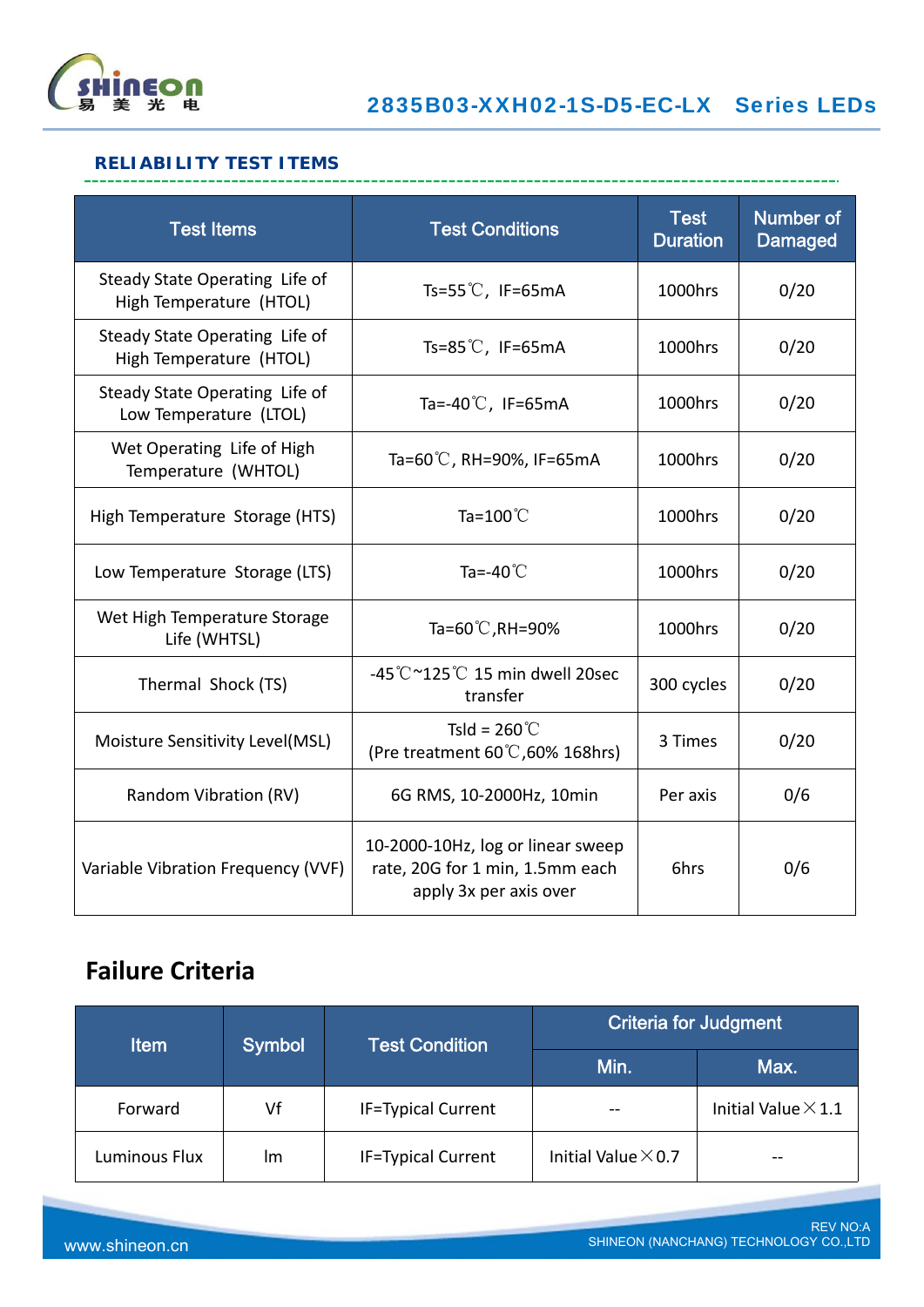## RELIABILITY TEST ITEMS

| Test Items | Test Conditions | Test Duration | Number of Damaged |
|---|---|---|---|
| Steady State Operating Life of High Temperature (HTOL) | Ts=55℃, IF=65mA | 1000hrs | 0/20 |
| Steady State Operating Life of High Temperature (HTOL) | Ts=85℃, IF=65mA | 1000hrs | 0/20 |
| Steady State Operating Life of Low Temperature (LTOL) | Ta=-40℃, IF=65mA | 1000hrs | 0/20 |
| Wet Operating Life of High Temperature (WHTOL) | Ta=60℃, RH=90%, IF=65mA | 1000hrs | 0/20 |
| High Temperature Storage (HTS) | Ta=100℃ | 1000hrs | 0/20 |
| Low Temperature Storage (LTS) | Ta=-40℃ | 1000hrs | 0/20 |
| Wet High Temperature Storage Life (WHTSL) | Ta=60℃,RH=90% | 1000hrs | 0/20 |
| Thermal Shock (TS) | -45℃~125℃ 15 min dwell 20sec transfer | 300 cycles | 0/20 |
| Moisture Sensitivity Level(MSL) | Tsld = 260℃ (Pre treatment 60℃,60% 168hrs) | 3 Times | 0/20 |
| Random Vibration (RV) | 6G RMS, 10-2000Hz, 10min | Per axis | 0/6 |
| Variable Vibration Frequency (VVF) | 10-2000-10Hz, log or linear sweep rate, 20G for 1 min, 1.5mm each apply 3x per axis over | 6hrs | 0/6 |

## Failure Criteria

| Item | Symbol | Test Condition | Criteria for Judgment | |
|---|---|---|---|---|
| | | | Min. | Max. |
| Forward | Vf | IF=Typical Current | -- | Initial Value×1.1 |
| Luminous Flux | lm | IF=Typical Current | Initial Value×0.7 | -- |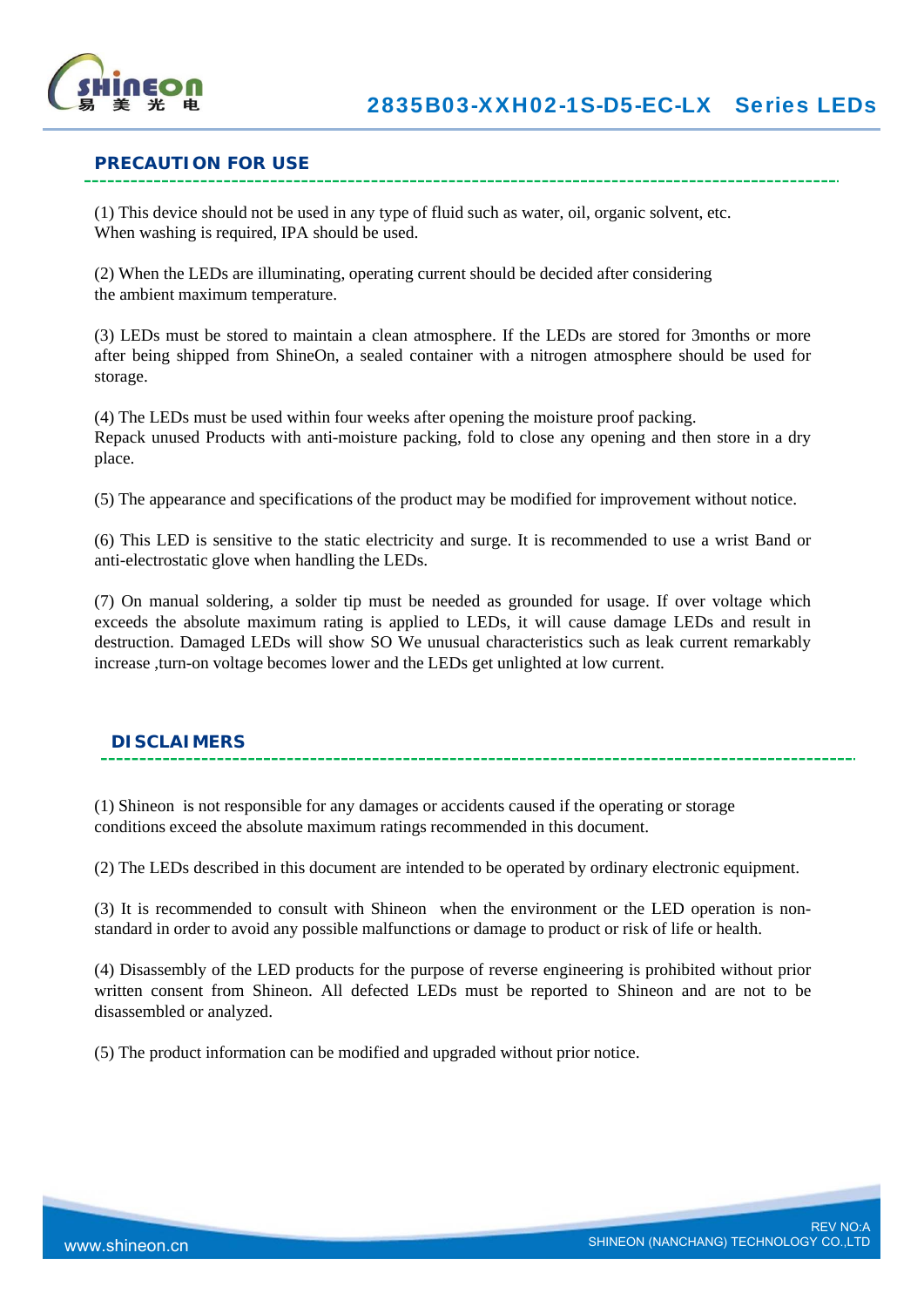## PRECAUTION FOR USE

(1) This device should not be used in any type of fluid such as water, oil, organic solvent, etc.
When washing is required, IPA should be used.

(2) When the LEDs are illuminating, operating current should be decided after considering
the ambient maximum temperature.

(3) LEDs must be stored to maintain a clean atmosphere. If the LEDs are stored for 3months or more after being shipped from ShineOn, a sealed container with a nitrogen atmosphere should be used for storage.

(4) The LEDs must be used within four weeks after opening the moisture proof packing.
Repack unused Products with anti-moisture packing, fold to close any opening and then store in a dry place.

(5) The appearance and specifications of the product may be modified for improvement without notice.

(6) This LED is sensitive to the static electricity and surge. It is recommended to use a wrist Band or anti-electrostatic glove when handling the LEDs.

(7) On manual soldering, a solder tip must be needed as grounded for usage. If over voltage which exceeds the absolute maximum rating is applied to LEDs, it will cause damage LEDs and result in destruction. Damaged LEDs will show SO We unusual characteristics such as leak current remarkably increase ,turn-on voltage becomes lower and the LEDs get unlighted at low current.

## DISCLAIMERS

(1) Shineon is not responsible for any damages or accidents caused if the operating or storage
conditions exceed the absolute maximum ratings recommended in this document.

(2) The LEDs described in this document are intended to be operated by ordinary electronic equipment.

(3) It is recommended to consult with Shineon when the environment or the LED operation is non-standard in order to avoid any possible malfunctions or damage to product or risk of life or health.

(4) Disassembly of the LED products for the purpose of reverse engineering is prohibited without prior written consent from Shineon. All defected LEDs must be reported to Shineon and are not to be disassembled or analyzed.

(5) The product information can be modified and upgraded without prior notice.